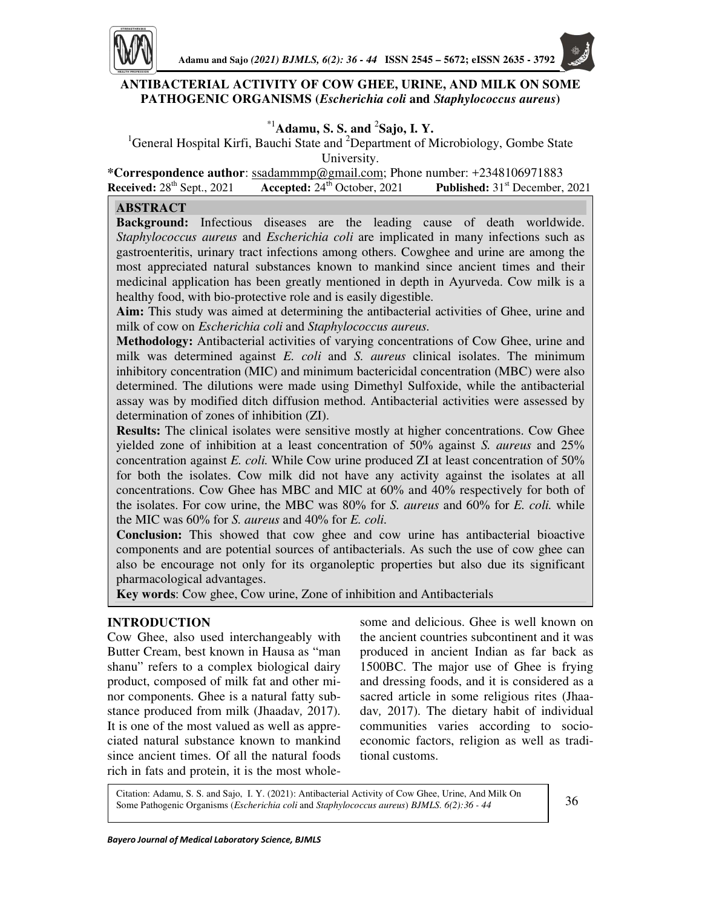# ANTIBACTERIAL ACTIVITY OF COW GHEE, URINE, AND MILK ON SOME PATHOGENIC ORGANISMS (*Escherichia coli* and *Staphylococcus aureus*)

*[1]**Adamu, S. S. and** [2]**Sajo, I. Y.**

[1]General Hospital Kirfi, Bauchi State and [2]Department of Microbiology, Gombe State University.

**\*Correspondence author**: ssadammmp@gmail.com; Phone number: +2348106971883

**Received:** 28th Sept., 2021 **Accepted:** 24th October, 2021 **Published:** 31st December, 2021

## ABSTRACT

**Background:** Infectious diseases are the leading cause of death worldwide. *Staphylococcus aureus* and *Escherichia coli* are implicated in many infections such as gastroenteritis, urinary tract infections among others. Cowghee and urine are among the most appreciated natural substances known to mankind since ancient times and their medicinal application has been greatly mentioned in depth in Ayurveda. Cow milk is a healthy food, with bio-protective role and is easily digestible.

**Aim:** This study was aimed at determining the antibacterial activities of Ghee, urine and milk of cow on *Escherichia coli* and *Staphylococcus aureus.*

**Methodology:** Antibacterial activities of varying concentrations of Cow Ghee, urine and milk was determined against *E. coli* and *S. aureus* clinical isolates. The minimum inhibitory concentration (MIC) and minimum bactericidal concentration (MBC) were also determined. The dilutions were made using Dimethyl Sulfoxide, while the antibacterial assay was by modified ditch diffusion method. Antibacterial activities were assessed by determination of zones of inhibition (ZI).

**Results:** The clinical isolates were sensitive mostly at higher concentrations. Cow Ghee yielded zone of inhibition at a least concentration of 50% against *S. aureus* and 25% concentration against *E. coli.* While Cow urine produced ZI at least concentration of 50% for both the isolates. Cow milk did not have any activity against the isolates at all concentrations. Cow Ghee has MBC and MIC at 60% and 40% respectively for both of the isolates. For cow urine, the MBC was 80% for *S. aureus* and 60% for *E. coli.* while the MIC was 60% for *S. aureus* and 40% for *E. coli.*

**Conclusion:** This showed that cow ghee and cow urine has antibacterial bioactive components and are potential sources of antibacterials. As such the use of cow ghee can also be encourage not only for its organoleptic properties but also due its significant pharmacological advantages.

**Key words**: Cow ghee, Cow urine, Zone of inhibition and Antibacterials

## INTRODUCTION

Cow Ghee, also used interchangeably with Butter Cream, best known in Hausa as "man shanu" refers to a complex biological dairy product, composed of milk fat and other minor components. Ghee is a natural fatty substance produced from milk (Jhaadav*,* 2017). It is one of the most valued as well as appreciated natural substance known to mankind since ancient times. Of all the natural foods rich in fats and protein, it is the most wholesome and delicious. Ghee is well known on the ancient countries subcontinent and it was produced in ancient Indian as far back as 1500BC. The major use of Ghee is frying and dressing foods, and it is considered as a sacred article in some religious rites (Jhaadav*,* 2017). The dietary habit of individual communities varies according to socio-economic factors, religion as well as traditional customs.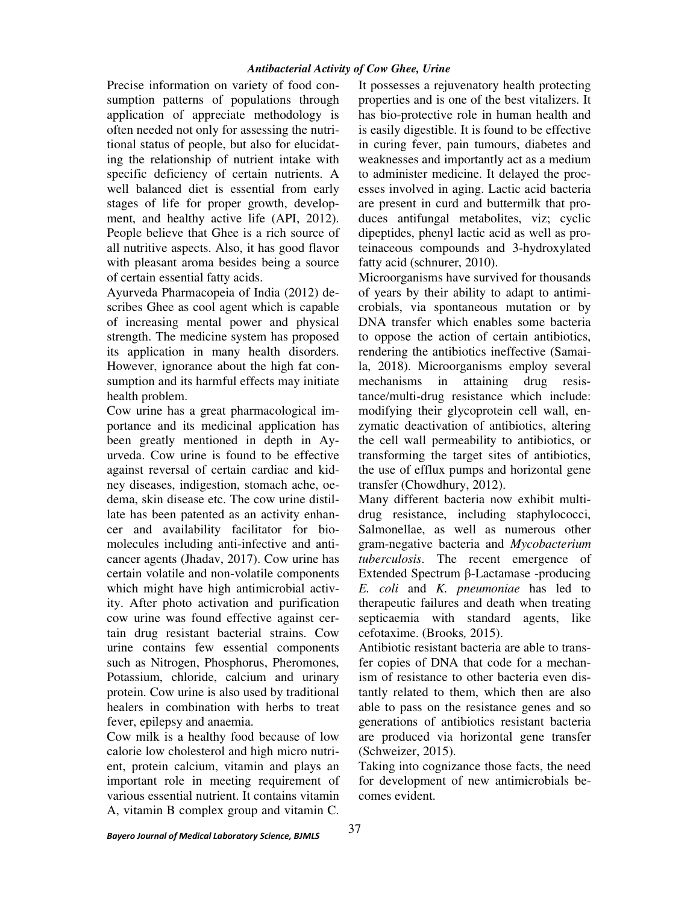Precise information on variety of food consumption patterns of populations through application of appreciate methodology is often needed not only for assessing the nutritional status of people, but also for elucidating the relationship of nutrient intake with specific deficiency of certain nutrients. A well balanced diet is essential from early stages of life for proper growth, development, and healthy active life (API, 2012). People believe that Ghee is a rich source of all nutritive aspects. Also, it has good flavor with pleasant aroma besides being a source of certain essential fatty acids.

Ayurveda Pharmacopeia of India (2012) describes Ghee as cool agent which is capable of increasing mental power and physical strength. The medicine system has proposed its application in many health disorders. However, ignorance about the high fat consumption and its harmful effects may initiate health problem.

Cow urine has a great pharmacological importance and its medicinal application has been greatly mentioned in depth in Ayurveda. Cow urine is found to be effective against reversal of certain cardiac and kidney diseases, indigestion, stomach ache, oedema, skin disease etc. The cow urine distillate has been patented as an activity enhancer and availability facilitator for biomolecules including anti-infective and anticancer agents (Jhadav, 2017). Cow urine has certain volatile and non-volatile components which might have high antimicrobial activity. After photo activation and purification cow urine was found effective against certain drug resistant bacterial strains. Cow urine contains few essential components such as Nitrogen, Phosphorus, Pheromones, Potassium, chloride, calcium and urinary protein. Cow urine is also used by traditional healers in combination with herbs to treat fever, epilepsy and anaemia.

Cow milk is a healthy food because of low calorie low cholesterol and high micro nutrient, protein calcium, vitamin and plays an important role in meeting requirement of various essential nutrient. It contains vitamin A, vitamin B complex group and vitamin C. It possesses a rejuvenatory health protecting properties and is one of the best vitalizers. It has bio-protective role in human health and is easily digestible. It is found to be effective in curing fever, pain tumours, diabetes and weaknesses and importantly act as a medium to administer medicine. It delayed the processes involved in aging. Lactic acid bacteria are present in curd and buttermilk that produces antifungal metabolites, viz; cyclic dipeptides, phenyl lactic acid as well as proteinaceous compounds and 3-hydroxylated fatty acid (schnurer, 2010).

Microorganisms have survived for thousands of years by their ability to adapt to antimicrobials, via spontaneous mutation or by DNA transfer which enables some bacteria to oppose the action of certain antibiotics, rendering the antibiotics ineffective (Samaila, 2018). Microorganisms employ several mechanisms in attaining drug resistance/multi-drug resistance which include: modifying their glycoprotein cell wall, enzymatic deactivation of antibiotics, altering the cell wall permeability to antibiotics, or transforming the target sites of antibiotics, the use of efflux pumps and horizontal gene transfer (Chowdhury, 2012).

Many different bacteria now exhibit multidrug resistance, including staphylococci, Salmonellae, as well as numerous other gram-negative bacteria and *Mycobacterium tuberculosis*. The recent emergence of Extended Spectrum β-Lactamase -producing *E. coli* and *K. pneumoniae* has led to therapeutic failures and death when treating septicaemia with standard agents, like cefotaxime. (Brooks, 2015).

Antibiotic resistant bacteria are able to transfer copies of DNA that code for a mechanism of resistance to other bacteria even distantly related to them, which then are also able to pass on the resistance genes and so generations of antibiotics resistant bacteria are produced via horizontal gene transfer (Schweizer, 2015).

Taking into cognizance those facts, the need for development of new antimicrobials becomes evident.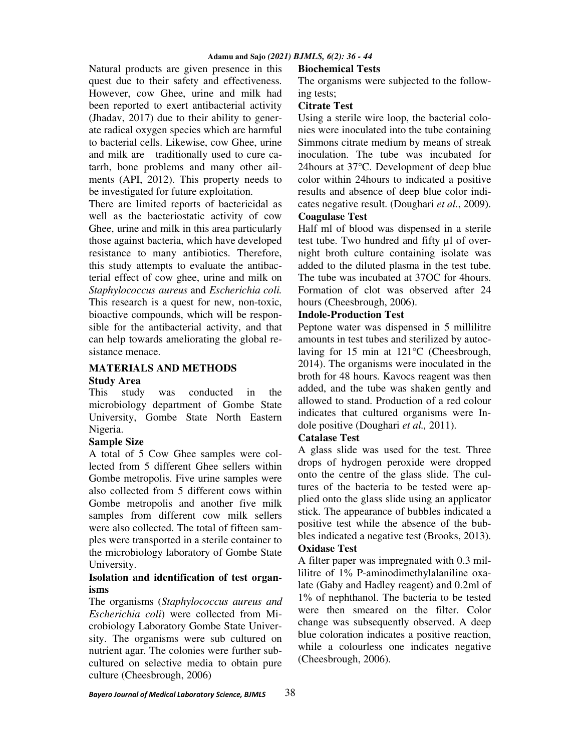Natural products are given presence in this quest due to their safety and effectiveness. However, cow Ghee, urine and milk had been reported to exert antibacterial activity (Jhadav, 2017) due to their ability to generate radical oxygen species which are harmful to bacterial cells. Likewise, cow Ghee, urine and milk are traditionally used to cure catarrh, bone problems and many other ailments (API, 2012). This property needs to be investigated for future exploitation.

There are limited reports of bactericidal as well as the bacteriostatic activity of cow Ghee, urine and milk in this area particularly those against bacteria, which have developed resistance to many antibiotics. Therefore, this study attempts to evaluate the antibacterial effect of cow ghee, urine and milk on *Staphylococcus aureus* and *Escherichia coli.* This research is a quest for new, non-toxic, bioactive compounds, which will be responsible for the antibacterial activity, and that can help towards ameliorating the global resistance menace.

## MATERIALS AND METHODS

### Study Area

This study was conducted in the microbiology department of Gombe State University, Gombe State North Eastern Nigeria.

### Sample Size

A total of 5 Cow Ghee samples were collected from 5 different Ghee sellers within Gombe metropolis. Five urine samples were also collected from 5 different cows within Gombe metropolis and another five milk samples from different cow milk sellers were also collected. The total of fifteen samples were transported in a sterile container to the microbiology laboratory of Gombe State University.

### Isolation and identification of test organisms

The organisms (*Staphylococcus aureus and Escherichia coli*) were collected from Microbiology Laboratory Gombe State University. The organisms were sub cultured on nutrient agar. The colonies were further subcultured on selective media to obtain pure culture (Cheesbrough, 2006)

### Biochemical Tests

The organisms were subjected to the following tests;

### Citrate Test

Using a sterile wire loop, the bacterial colonies were inoculated into the tube containing Simmons citrate medium by means of streak inoculation. The tube was incubated for 24hours at 37°C. Development of deep blue color within 24hours to indicated a positive results and absence of deep blue color indicates negative result. (Doughari *et al*., 2009).

### Coagulase Test

Half ml of blood was dispensed in a sterile test tube. Two hundred and fifty µl of overnight broth culture containing isolate was added to the diluted plasma in the test tube. The tube was incubated at 37OC for 4hours. Formation of clot was observed after 24 hours (Cheesbrough, 2006).

### Indole-Production Test

Peptone water was dispensed in 5 millilitre amounts in test tubes and sterilized by autoclaving for 15 min at 121°C (Cheesbrough, 2014). The organisms were inoculated in the broth for 48 hours. Kavocs reagent was then added, and the tube was shaken gently and allowed to stand. Production of a red colour indicates that cultured organisms were Indole positive (Doughari *et al.,* 2011).

### Catalase Test

A glass slide was used for the test. Three drops of hydrogen peroxide were dropped onto the centre of the glass slide. The cultures of the bacteria to be tested were applied onto the glass slide using an applicator stick. The appearance of bubbles indicated a positive test while the absence of the bubbles indicated a negative test (Brooks, 2013).

### Oxidase Test

A filter paper was impregnated with 0.3 millilitre of 1% P-aminodimethylalaniline oxalate (Gaby and Hadley reagent) and 0.2ml of 1% of nephthanol. The bacteria to be tested were then smeared on the filter. Color change was subsequently observed. A deep blue coloration indicates a positive reaction, while a colourless one indicates negative (Cheesbrough, 2006).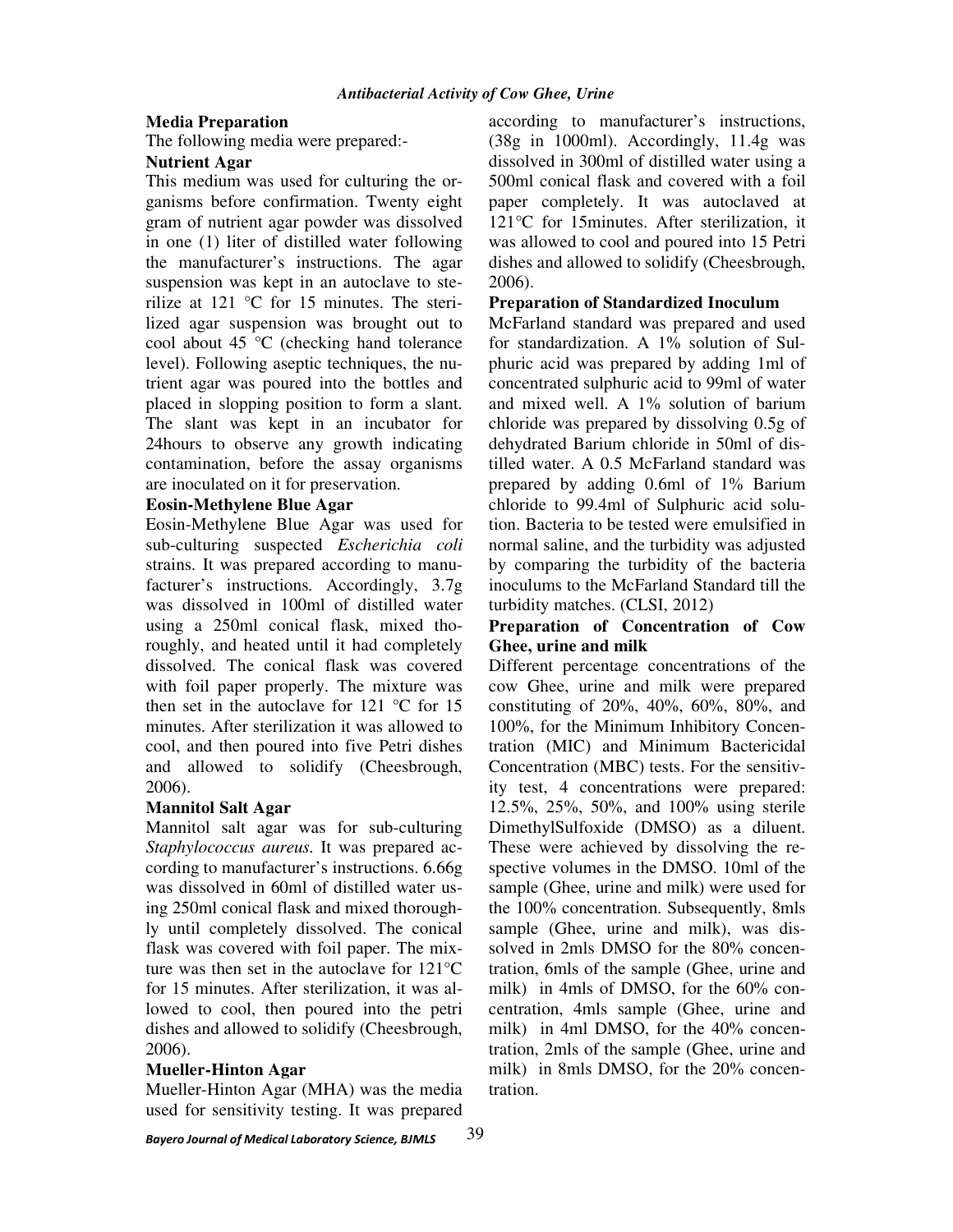### Media Preparation

The following media were prepared:-

#### Nutrient Agar

This medium was used for culturing the organisms before confirmation. Twenty eight gram of nutrient agar powder was dissolved in one (1) liter of distilled water following the manufacturer's instructions. The agar suspension was kept in an autoclave to sterilize at 121 °C for 15 minutes. The sterilized agar suspension was brought out to cool about 45 °C (checking hand tolerance level). Following aseptic techniques, the nutrient agar was poured into the bottles and placed in slopping position to form a slant. The slant was kept in an incubator for 24hours to observe any growth indicating contamination, before the assay organisms are inoculated on it for preservation.

#### Eosin-Methylene Blue Agar

Eosin-Methylene Blue Agar was used for sub-culturing suspected *Escherichia coli* strains. It was prepared according to manufacturer's instructions. Accordingly, 3.7g was dissolved in 100ml of distilled water using a 250ml conical flask, mixed thoroughly, and heated until it had completely dissolved. The conical flask was covered with foil paper properly. The mixture was then set in the autoclave for 121 °C for 15 minutes. After sterilization it was allowed to cool, and then poured into five Petri dishes and allowed to solidify (Cheesbrough, 2006).

#### Mannitol Salt Agar

Mannitol salt agar was for sub-culturing *Staphylococcus aureus*. It was prepared according to manufacturer's instructions. 6.66g was dissolved in 60ml of distilled water using 250ml conical flask and mixed thoroughly until completely dissolved. The conical flask was covered with foil paper. The mixture was then set in the autoclave for 121°C for 15 minutes. After sterilization, it was allowed to cool, then poured into the petri dishes and allowed to solidify (Cheesbrough, 2006).

#### Mueller-Hinton Agar

Mueller-Hinton Agar (MHA) was the media used for sensitivity testing. It was prepared according to manufacturer's instructions, (38g in 1000ml). Accordingly, 11.4g was dissolved in 300ml of distilled water using a 500ml conical flask and covered with a foil paper completely. It was autoclaved at 121°C for 15minutes. After sterilization, it was allowed to cool and poured into 15 Petri dishes and allowed to solidify (Cheesbrough, 2006).

### Preparation of Standardized Inoculum

McFarland standard was prepared and used for standardization. A 1% solution of Sulphuric acid was prepared by adding 1ml of concentrated sulphuric acid to 99ml of water and mixed well. A 1% solution of barium chloride was prepared by dissolving 0.5g of dehydrated Barium chloride in 50ml of distilled water. A 0.5 McFarland standard was prepared by adding 0.6ml of 1% Barium chloride to 99.4ml of Sulphuric acid solution. Bacteria to be tested were emulsified in normal saline, and the turbidity was adjusted by comparing the turbidity of the bacteria inoculums to the McFarland Standard till the turbidity matches. (CLSI, 2012)

### Preparation of Concentration of Cow Ghee, urine and milk

Different percentage concentrations of the cow Ghee, urine and milk were prepared constituting of 20%, 40%, 60%, 80%, and 100%, for the Minimum Inhibitory Concentration (MIC) and Minimum Bactericidal Concentration (MBC) tests. For the sensitivity test, 4 concentrations were prepared: 12.5%, 25%, 50%, and 100% using sterile DimethylSulfoxide (DMSO) as a diluent. These were achieved by dissolving the respective volumes in the DMSO. 10ml of the sample (Ghee, urine and milk) were used for the 100% concentration. Subsequently, 8mls sample (Ghee, urine and milk), was dissolved in 2mls DMSO for the 80% concentration, 6mls of the sample (Ghee, urine and milk) in 4mls of DMSO, for the 60% concentration, 4mls sample (Ghee, urine and milk) in 4ml DMSO, for the 40% concentration, 2mls of the sample (Ghee, urine and milk) in 8mls DMSO, for the 20% concentration.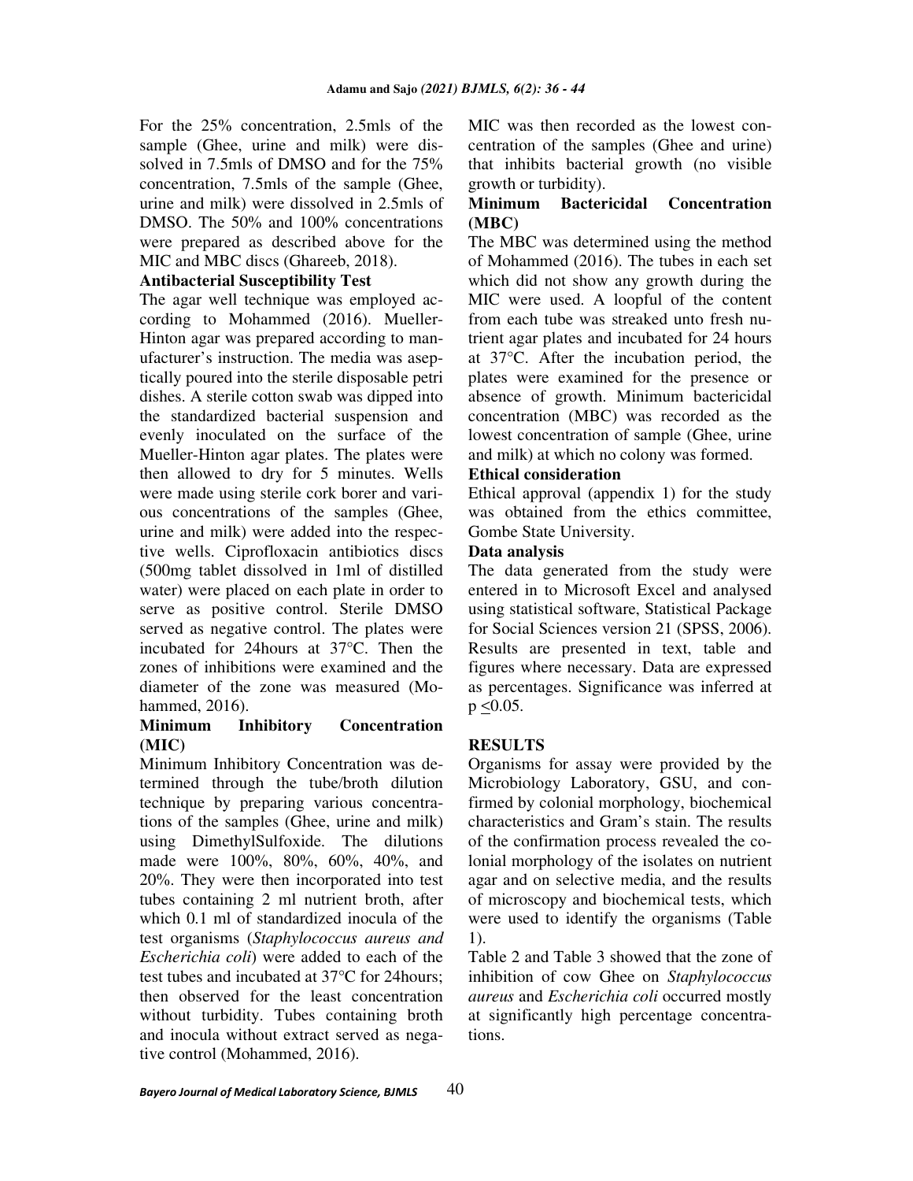For the 25% concentration, 2.5mls of the sample (Ghee, urine and milk) were dissolved in 7.5mls of DMSO and for the 75% concentration, 7.5mls of the sample (Ghee, urine and milk) were dissolved in 2.5mls of DMSO. The 50% and 100% concentrations were prepared as described above for the MIC and MBC discs (Ghareeb, 2018).

**Antibacterial Susceptibility Test**

The agar well technique was employed according to Mohammed (2016). Mueller-Hinton agar was prepared according to manufacturer's instruction. The media was aseptically poured into the sterile disposable petri dishes. A sterile cotton swab was dipped into the standardized bacterial suspension and evenly inoculated on the surface of the Mueller-Hinton agar plates. The plates were then allowed to dry for 5 minutes. Wells were made using sterile cork borer and various concentrations of the samples (Ghee, urine and milk) were added into the respective wells. Ciprofloxacin antibiotics discs (500mg tablet dissolved in 1ml of distilled water) were placed on each plate in order to serve as positive control. Sterile DMSO served as negative control. The plates were incubated for 24hours at 37°C. Then the zones of inhibitions were examined and the diameter of the zone was measured (Mohammed, 2016).

**Minimum Inhibitory Concentration (MIC)**

Minimum Inhibitory Concentration was determined through the tube/broth dilution technique by preparing various concentrations of the samples (Ghee, urine and milk) using DimethylSulfoxide. The dilutions made were 100%, 80%, 60%, 40%, and 20%. They were then incorporated into test tubes containing 2 ml nutrient broth, after which 0.1 ml of standardized inocula of the test organisms (*Staphylococcus aureus and Escherichia coli*) were added to each of the test tubes and incubated at 37°C for 24hours; then observed for the least concentration without turbidity. Tubes containing broth and inocula without extract served as negative control (Mohammed, 2016).

MIC was then recorded as the lowest concentration of the samples (Ghee and urine) that inhibits bacterial growth (no visible growth or turbidity).

**Minimum Bactericidal Concentration (MBC)**

The MBC was determined using the method of Mohammed (2016). The tubes in each set which did not show any growth during the MIC were used. A loopful of the content from each tube was streaked unto fresh nutrient agar plates and incubated for 24 hours at 37°C. After the incubation period, the plates were examined for the presence or absence of growth. Minimum bactericidal concentration (MBC) was recorded as the lowest concentration of sample (Ghee, urine and milk) at which no colony was formed.

**Ethical consideration**

Ethical approval (appendix 1) for the study was obtained from the ethics committee, Gombe State University.

**Data analysis**

The data generated from the study were entered in to Microsoft Excel and analysed using statistical software, Statistical Package for Social Sciences version 21 (SPSS, 2006). Results are presented in text, table and figures where necessary. Data are expressed as percentages. Significance was inferred at $p \leq 0.05$.

## RESULTS

Organisms for assay were provided by the Microbiology Laboratory, GSU, and confirmed by colonial morphology, biochemical characteristics and Gram's stain. The results of the confirmation process revealed the colonial morphology of the isolates on nutrient agar and on selective media, and the results of microscopy and biochemical tests, which were used to identify the organisms (Table 1).

Table 2 and Table 3 showed that the zone of inhibition of cow Ghee on *Staphylococcus aureus* and *Escherichia coli* occurred mostly at significantly high percentage concentrations.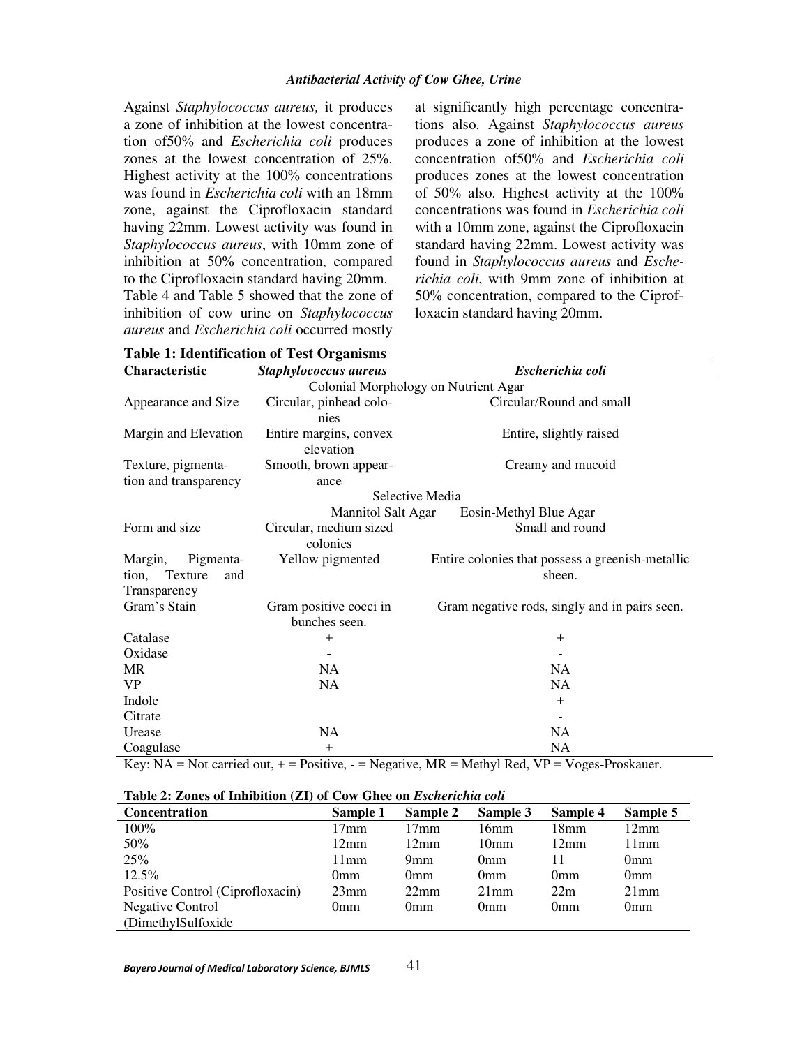Against *Staphylococcus aureus,* it produces a zone of inhibition at the lowest concentration of50% and *Escherichia coli* produces zones at the lowest concentration of 25%. Highest activity at the 100% concentrations was found in *Escherichia coli* with an 18mm zone, against the Ciprofloxacin standard having 22mm. Lowest activity was found in *Staphylococcus aureus*, with 10mm zone of inhibition at 50% concentration, compared to the Ciprofloxacin standard having 20mm. Table 4 and Table 5 showed that the zone of inhibition of cow urine on *Staphylococcus aureus* and *Escherichia coli* occurred mostly at significantly high percentage concentrations also. Against *Staphylococcus aureus* produces a zone of inhibition at the lowest concentration of50% and *Escherichia coli* produces zones at the lowest concentration of 50% also. Highest activity at the 100% concentrations was found in *Escherichia coli* with a 10mm zone, against the Ciprofloxacin standard having 22mm. Lowest activity was found in *Staphylococcus aureus* and *Escherichia coli*, with 9mm zone of inhibition at 50% concentration, compared to the Ciprofloxacin standard having 20mm.

**Table 1: Identification of Test Organisms**

| Characteristic | *Staphylococcus aureus* | *Escherichia coli* |
|---|---|---|
| | Colonial Morphology on Nutrient Agar | |
| Appearance and Size | Circular, pinhead colonies | Circular/Round and small |
| Margin and Elevation | Entire margins, convex elevation | Entire, slightly raised |
| Texture, pigmentation and transparency | Smooth, brown appearance | Creamy and mucoid |
| | Selective Media | |
| | Mannitol Salt Agar | Eosin-Methyl Blue Agar |
| Form and size | Circular, medium sized colonies | Small and round |
| Margin, Pigmentation, Texture and Transparency | Yellow pigmented | Entire colonies that possess a greenish-metallic sheen. |
| Gram's Stain | Gram positive cocci in bunches seen. | Gram negative rods, singly and in pairs seen. |
| Catalase | + | + |
| Oxidase | - | - |
| MR | NA | NA |
| VP | NA | NA |
| Indole | | + |
| Citrate | | - |
| Urease | NA | NA |
| Coagulase | + | NA |

Key: NA = Not carried out, + = Positive, - = Negative, MR = Methyl Red, VP = Voges-Proskauer.

**Table 2: Zones of Inhibition (ZI) of Cow Ghee on *Escherichia coli***

| Concentration | Sample 1 | Sample 2 | Sample 3 | Sample 4 | Sample 5 |
|---|---|---|---|---|---|
| 100% | 17mm | 17mm | 16mm | 18mm | 12mm |
| 50% | 12mm | 12mm | 10mm | 12mm | 11mm |
| 25% | 11mm | 9mm | 0mm | 11 | 0mm |
| 12.5% | 0mm | 0mm | 0mm | 0mm | 0mm |
| Positive Control (Ciprofloxacin) | 23mm | 22mm | 21mm | 22m | 21mm |
| Negative Control (DimethylSulfoxide | 0mm | 0mm | 0mm | 0mm | 0mm |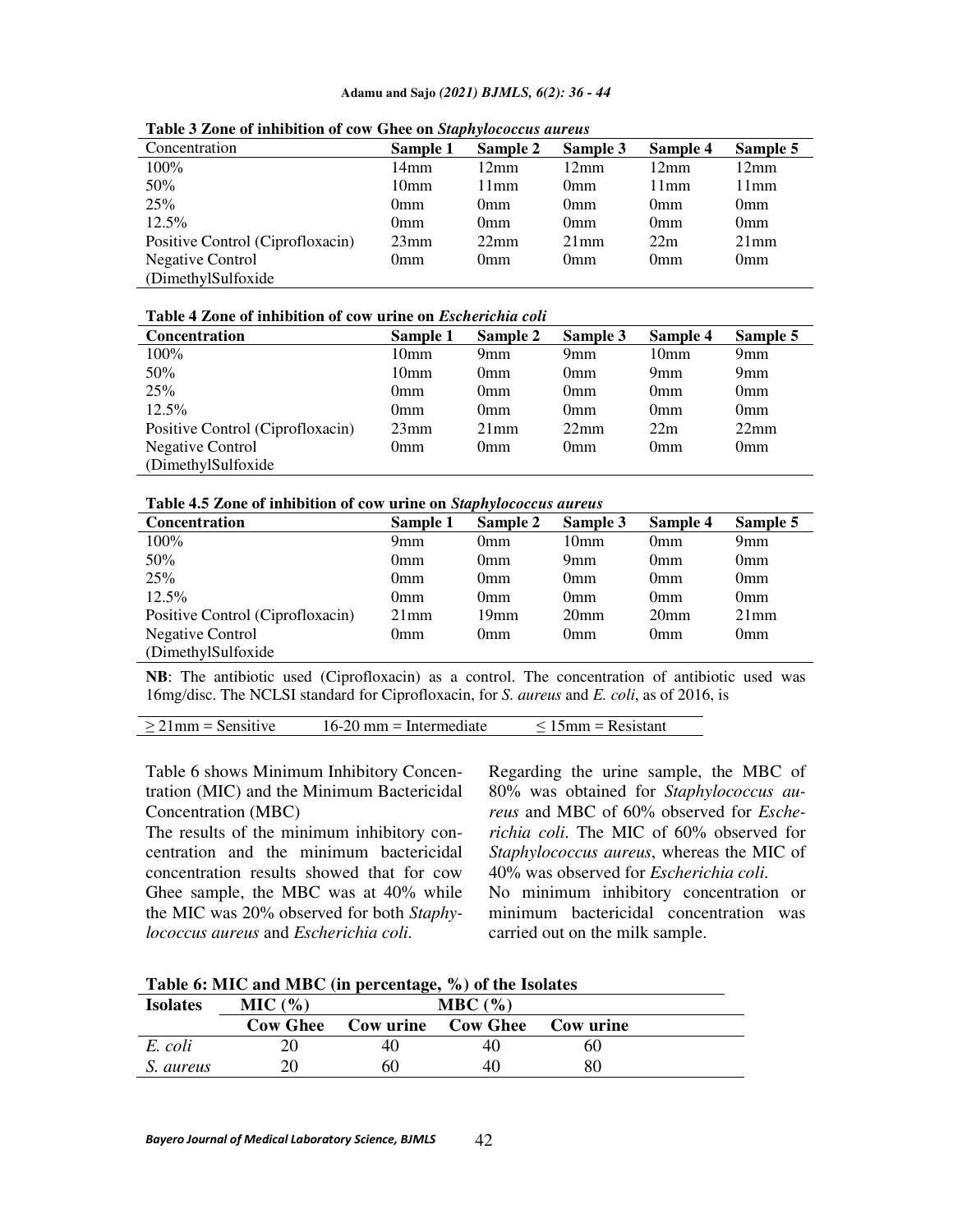**Table 3 Zone of inhibition of cow Ghee on *Staphylococcus aureus***

| Concentration | Sample 1 | Sample 2 | Sample 3 | Sample 4 | Sample 5 |
|---|---|---|---|---|---|
| 100% | 14mm | 12mm | 12mm | 12mm | 12mm |
| 50% | 10mm | 11mm | 0mm | 11mm | 11mm |
| 25% | 0mm | 0mm | 0mm | 0mm | 0mm |
| 12.5% | 0mm | 0mm | 0mm | 0mm | 0mm |
| Positive Control (Ciprofloxacin) | 23mm | 22mm | 21mm | 22m | 21mm |
| Negative Control (DimethylSulfoxide | 0mm | 0mm | 0mm | 0mm | 0mm |

**Table 4 Zone of inhibition of cow urine on *Escherichia coli***

| Concentration | Sample 1 | Sample 2 | Sample 3 | Sample 4 | Sample 5 |
|---|---|---|---|---|---|
| 100% | 10mm | 9mm | 9mm | 10mm | 9mm |
| 50% | 10mm | 0mm | 0mm | 9mm | 9mm |
| 25% | 0mm | 0mm | 0mm | 0mm | 0mm |
| 12.5% | 0mm | 0mm | 0mm | 0mm | 0mm |
| Positive Control (Ciprofloxacin) | 23mm | 21mm | 22mm | 22m | 22mm |
| Negative Control (DimethylSulfoxide | 0mm | 0mm | 0mm | 0mm | 0mm |

**Table 4.5 Zone of inhibition of cow urine on *Staphylococcus aureus***

| Concentration | Sample 1 | Sample 2 | Sample 3 | Sample 4 | Sample 5 |
|---|---|---|---|---|---|
| 100% | 9mm | 0mm | 10mm | 0mm | 9mm |
| 50% | 0mm | 0mm | 9mm | 0mm | 0mm |
| 25% | 0mm | 0mm | 0mm | 0mm | 0mm |
| 12.5% | 0mm | 0mm | 0mm | 0mm | 0mm |
| Positive Control (Ciprofloxacin) | 21mm | 19mm | 20mm | 20mm | 21mm |
| Negative Control (DimethylSulfoxide | 0mm | 0mm | 0mm | 0mm | 0mm |

**NB**: The antibiotic used (Ciprofloxacin) as a control. The concentration of antibiotic used was 16mg/disc. The NCLSI standard for Ciprofloxacin, for *S. aureus* and *E. coli*, as of 2016, is

| ≥ 21mm = Sensitive | 16-20 mm = Intermediate | ≤ 15mm = Resistant |
|---|---|---|

Table 6 shows Minimum Inhibitory Concentration (MIC) and the Minimum Bactericidal Concentration (MBC)

The results of the minimum inhibitory concentration and the minimum bactericidal concentration results showed that for cow Ghee sample, the MBC was at 40% while the MIC was 20% observed for both *Staphylococcus aureus* and *Escherichia coli.*

Regarding the urine sample, the MBC of 80% was obtained for *Staphylococcus aureus* and MBC of 60% observed for *Escherichia coli*. The MIC of 60% observed for *Staphylococcus aureus*, whereas the MIC of 40% was observed for *Escherichia coli.*

No minimum inhibitory concentration or minimum bactericidal concentration was carried out on the milk sample.

**Table 6: MIC and MBC (in percentage, %) of the Isolates**

| Isolates | MIC (%) | | MBC (%) | |
|---|---|---|---|---|
| | Cow Ghee | Cow urine | Cow Ghee | Cow urine |
| *E. coli* | 20 | 40 | 40 | 60 |
| *S. aureus* | 20 | 60 | 40 | 80 |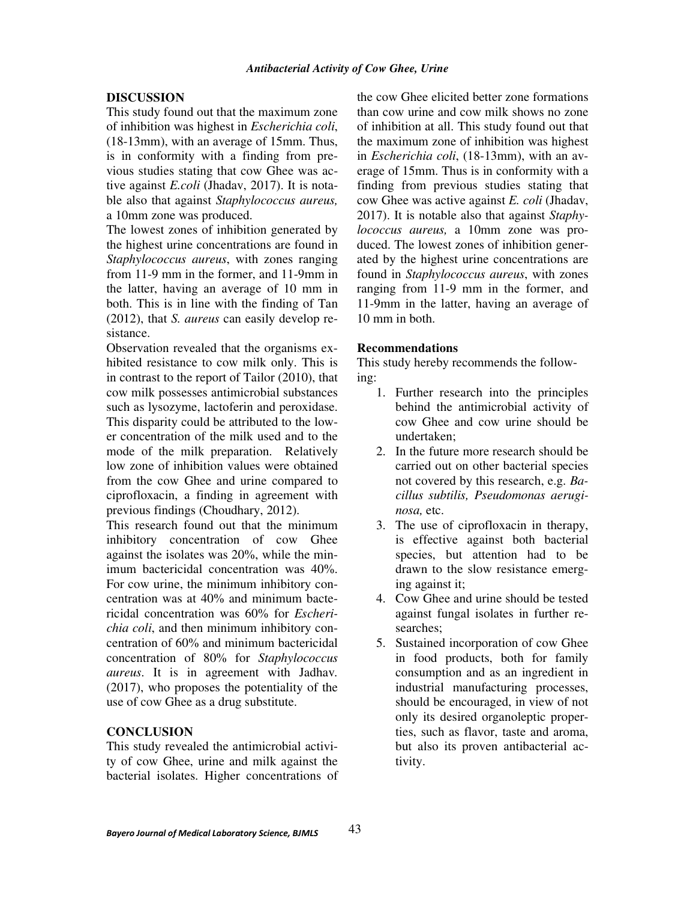## DISCUSSION

This study found out that the maximum zone of inhibition was highest in *Escherichia coli*, (18-13mm), with an average of 15mm. Thus, is in conformity with a finding from previous studies stating that cow Ghee was active against *E.coli* (Jhadav, 2017). It is notable also that against *Staphylococcus aureus,* a 10mm zone was produced.

The lowest zones of inhibition generated by the highest urine concentrations are found in *Staphylococcus aureus*, with zones ranging from 11-9 mm in the former, and 11-9mm in the latter, having an average of 10 mm in both. This is in line with the finding of Tan (2012), that *S. aureus* can easily develop resistance.

Observation revealed that the organisms exhibited resistance to cow milk only. This is in contrast to the report of Tailor (2010), that cow milk possesses antimicrobial substances such as lysozyme, lactoferin and peroxidase. This disparity could be attributed to the lower concentration of the milk used and to the mode of the milk preparation. Relatively low zone of inhibition values were obtained from the cow Ghee and urine compared to ciprofloxacin, a finding in agreement with previous findings (Choudhary, 2012).

This research found out that the minimum inhibitory concentration of cow Ghee against the isolates was 20%, while the minimum bactericidal concentration was 40%. For cow urine, the minimum inhibitory concentration was at 40% and minimum bactericidal concentration was 60% for *Escherichia coli*, and then minimum inhibitory concentration of 60% and minimum bactericidal concentration of 80% for *Staphylococcus aureus*. It is in agreement with Jadhav. (2017), who proposes the potentiality of the use of cow Ghee as a drug substitute.

## CONCLUSION

This study revealed the antimicrobial activity of cow Ghee, urine and milk against the bacterial isolates. Higher concentrations of the cow Ghee elicited better zone formations than cow urine and cow milk shows no zone of inhibition at all. This study found out that the maximum zone of inhibition was highest in *Escherichia coli*, (18-13mm), with an average of 15mm. Thus is in conformity with a finding from previous studies stating that cow Ghee was active against *E. coli* (Jhadav, 2017). It is notable also that against *Staphylococcus aureus,* a 10mm zone was produced. The lowest zones of inhibition generated by the highest urine concentrations are found in *Staphylococcus aureus*, with zones ranging from 11-9 mm in the former, and 11-9mm in the latter, having an average of 10 mm in both.

### Recommendations

This study hereby recommends the following:

1. Further research into the principles behind the antimicrobial activity of cow Ghee and cow urine should be undertaken;
2. In the future more research should be carried out on other bacterial species not covered by this research, e.g. *Bacillus subtilis, Pseudomonas aeruginosa,* etc.
3. The use of ciprofloxacin in therapy, is effective against both bacterial species, but attention had to be drawn to the slow resistance emerging against it;
4. Cow Ghee and urine should be tested against fungal isolates in further researches;
5. Sustained incorporation of cow Ghee in food products, both for family consumption and as an ingredient in industrial manufacturing processes, should be encouraged, in view of not only its desired organoleptic properties, such as flavor, taste and aroma, but also its proven antibacterial activity.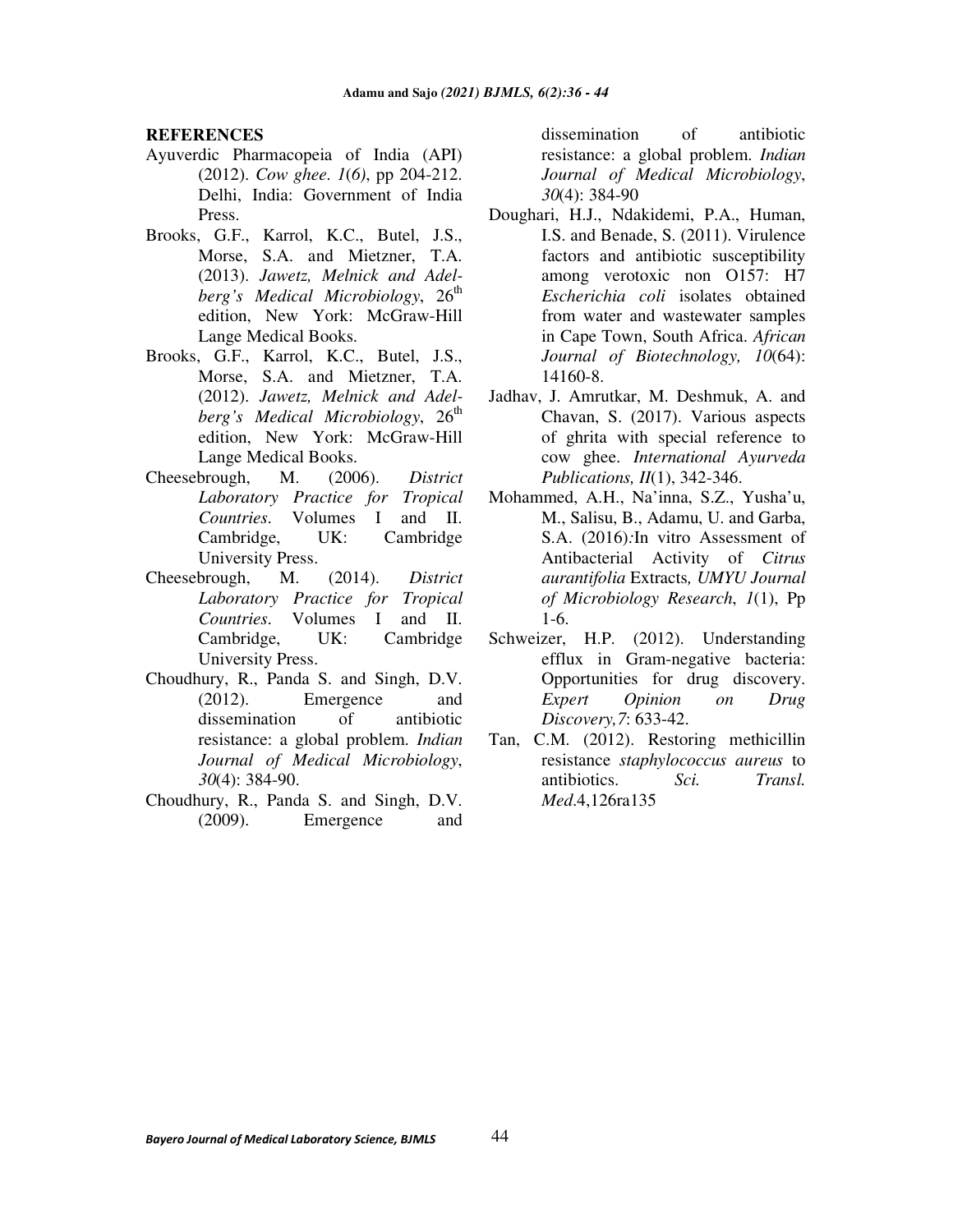## REFERENCES

Ayuverdic Pharmacopeia of India (API) (2012). *Cow ghee*. *1(6)*, pp 204-212. Delhi, India: Government of India Press.

Brooks, G.F., Karrol, K.C., Butel, J.S., Morse, S.A. and Mietzner, T.A. (2013). *Jawetz, Melnick and Adelberg's Medical Microbiology*, 26th edition, New York: McGraw-Hill Lange Medical Books.

Brooks, G.F., Karrol, K.C., Butel, J.S., Morse, S.A. and Mietzner, T.A. (2012). *Jawetz, Melnick and Adelberg's Medical Microbiology*, 26th edition, New York: McGraw-Hill Lange Medical Books.

Cheesebrough, M. (2006). *District Laboratory Practice for Tropical Countries*. Volumes I and II. Cambridge, UK: Cambridge University Press.

Cheesebrough, M. (2014). *District Laboratory Practice for Tropical Countries*. Volumes I and II. Cambridge, UK: Cambridge University Press.

Choudhury, R., Panda S. and Singh, D.V. (2012). Emergence and dissemination of antibiotic resistance: a global problem. *Indian Journal of Medical Microbiology*, *30*(4): 384-90.

Choudhury, R., Panda S. and Singh, D.V. (2009). Emergence and dissemination of antibiotic resistance: a global problem. *Indian Journal of Medical Microbiology*, *30*(4): 384-90

Doughari, H.J., Ndakidemi, P.A., Human, I.S. and Benade, S. (2011). Virulence factors and antibiotic susceptibility among verotoxic non O157: H7 *Escherichia coli* isolates obtained from water and wastewater samples in Cape Town, South Africa. *African Journal of Biotechnology, 10*(64): 14160-8.

Jadhav, J. Amrutkar, M. Deshmuk, A. and Chavan, S. (2017). Various aspects of ghrita with special reference to cow ghee. *International Ayurveda Publications, II*(1), 342-346.

Mohammed, A.H., Na'inna, S.Z., Yusha'u, M., Salisu, B., Adamu, U. and Garba, S.A. (2016):In vitro Assessment of Antibacterial Activity of *Citrus aurantifolia* Extracts*, UMYU Journal of Microbiology Research*, *1*(1), Pp 1-6.

Schweizer, H.P. (2012). Understanding efflux in Gram-negative bacteria: Opportunities for drug discovery. *Expert Opinion on Drug Discovery,7*: 633-42.

Tan, C.M. (2012). Restoring methicillin resistance *staphylococcus aureus* to antibiotics. *Sci. Transl. Med*.4,126ra135